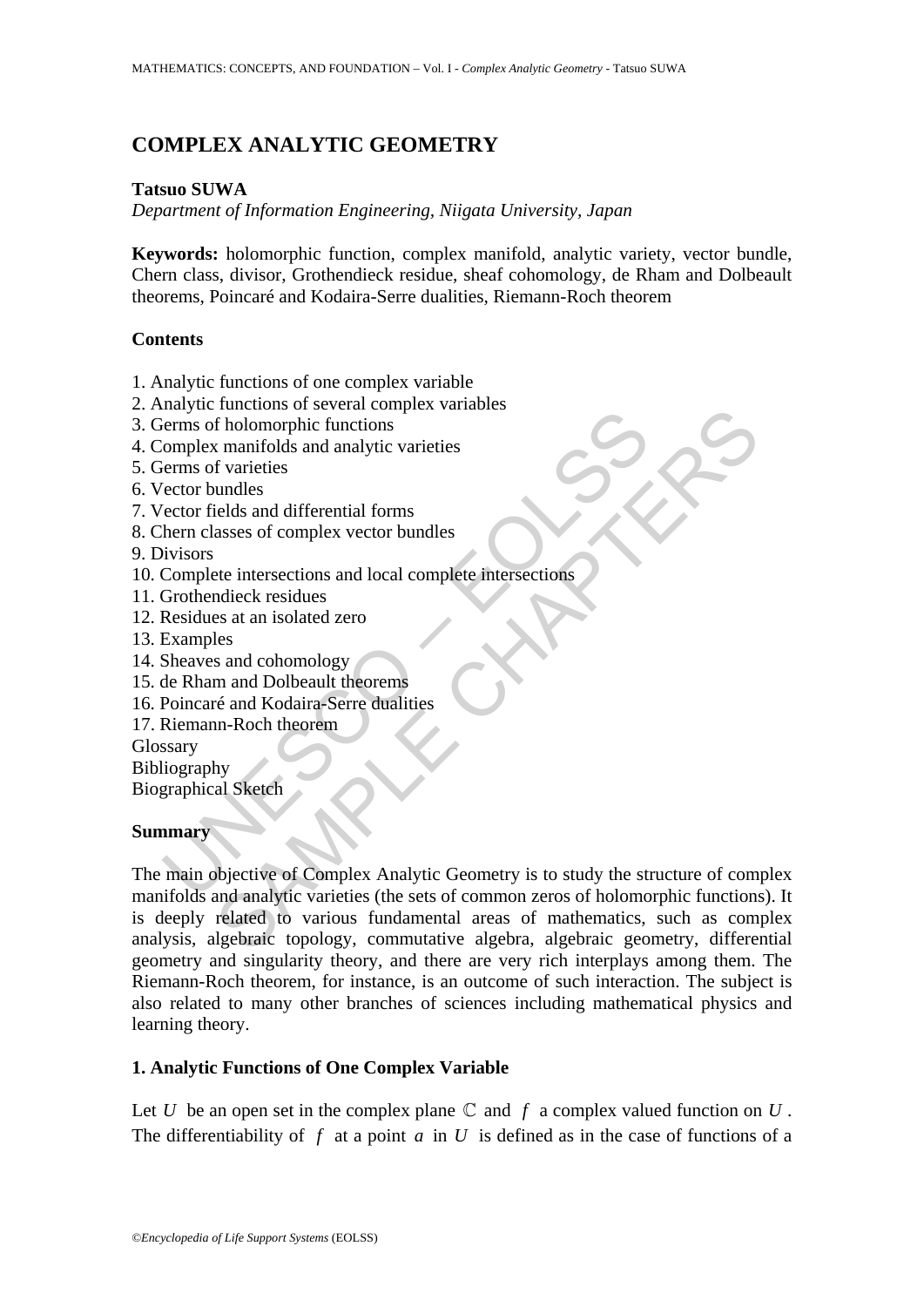# COMPLEX ANALYTIC GEOMETRY

**Tatsuo SUWA**

*Department of Information Engineering, Niigata University, Japan*

**Keywords:** holomorphic function, complex manifold, analytic variety, vector bundle, Chern class, divisor, Grothendieck residue, sheaf cohomology, de Rham and Dolbeault theorems, Poincaré and Kodaira-Serre dualities, Riemann-Roch theorem

## Contents

1. Analytic functions of one complex variable
2. Analytic functions of several complex variables
3. Germs of holomorphic functions
4. Complex manifolds and analytic varieties
5. Germs of varieties
6. Vector bundles
7. Vector fields and differential forms
8. Chern classes of complex vector bundles
9. Divisors
10. Complete intersections and local complete intersections
11. Grothendieck residues
12. Residues at an isolated zero
13. Examples
14. Sheaves and cohomology
15. de Rham and Dolbeault theorems
16. Poincaré and Kodaira-Serre dualities
17. Riemann-Roch theorem

Glossary

Bibliography

Biographical Sketch

## Summary

The main objective of Complex Analytic Geometry is to study the structure of complex manifolds and analytic varieties (the sets of common zeros of holomorphic functions). It is deeply related to various fundamental areas of mathematics, such as complex analysis, algebraic topology, commutative algebra, algebraic geometry, differential geometry and singularity theory, and there are very rich interplays among them. The Riemann-Roch theorem, for instance, is an outcome of such interaction. The subject is also related to many other branches of sciences including mathematical physics and learning theory.

## 1. Analytic Functions of One Complex Variable

Let $U$ be an open set in the complex plane $\mathbb{C}$ and $f$ a complex valued function on $U$. The differentiability of $f$ at a point $a$ in $U$ is defined as in the case of functions of a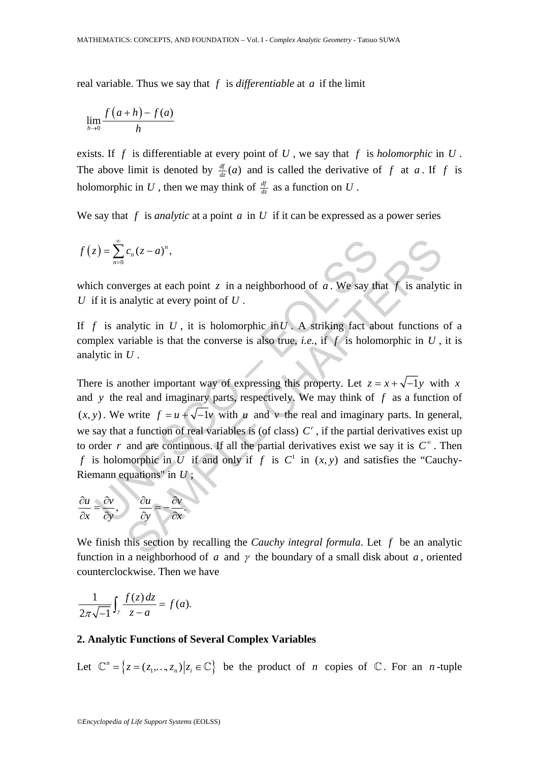real variable. Thus we say that $f$ is *differentiable* at $a$ if the limit

$$\lim_{h \to 0} \frac{f(a+h) - f(a)}{h}$$

exists. If $f$ is differentiable at every point of $U$, we say that $f$ is *holomorphic* in $U$. The above limit is denoted by $\frac{df}{dz}(a)$ and is called the derivative of $f$ at $a$. If $f$ is holomorphic in $U$, then we may think of $\frac{df}{dz}$ as a function on $U$.

We say that $f$ is *analytic* at a point $a$ in $U$ if it can be expressed as a power series

$$f(z) = \sum_{n=0}^{\infty} c_n (z-a)^n,$$

which converges at each point $z$ in a neighborhood of $a$. We say that $f$ is analytic in $U$ if it is analytic at every point of $U$.

If $f$ is analytic in $U$, it is holomorphic in $U$. A striking fact about functions of a complex variable is that the converse is also true, *i.e.*, if $f$ is holomorphic in $U$, it is analytic in $U$.

There is another important way of expressing this property. Let $z = x + \sqrt{-1}y$ with $x$ and $y$ the real and imaginary parts, respectively. We may think of $f$ as a function of $(x, y)$. We write $f = u + \sqrt{-1}v$ with $u$ and $v$ the real and imaginary parts. In general, we say that a function of real variables is (of class) $C^r$, if the partial derivatives exist up to order $r$ and are continuous. If all the partial derivatives exist we say it is $C^\infty$. Then $f$ is holomorphic in $U$ if and only if $f$ is $C^1$ in $(x, y)$ and satisfies the "Cauchy-Riemann equations" in $U$;

$$\frac{\partial u}{\partial x} = \frac{\partial v}{\partial y}, \qquad \frac{\partial u}{\partial y} = -\frac{\partial v}{\partial x}.$$

We finish this section by recalling the *Cauchy integral formula*. Let $f$ be an analytic function in a neighborhood of $a$ and $\gamma$ the boundary of a small disk about $a$, oriented counterclockwise. Then we have

$$\frac{1}{2\pi\sqrt{-1}} \int_\gamma \frac{f(z)\,dz}{z-a} = f(a).$$

## 2. Analytic Functions of Several Complex Variables

Let $\mathbb{C}^n = \{ z = (z_1, \ldots, z_n) \mid z_i \in \mathbb{C} \}$ be the product of $n$ copies of $\mathbb{C}$. For an $n$-tuple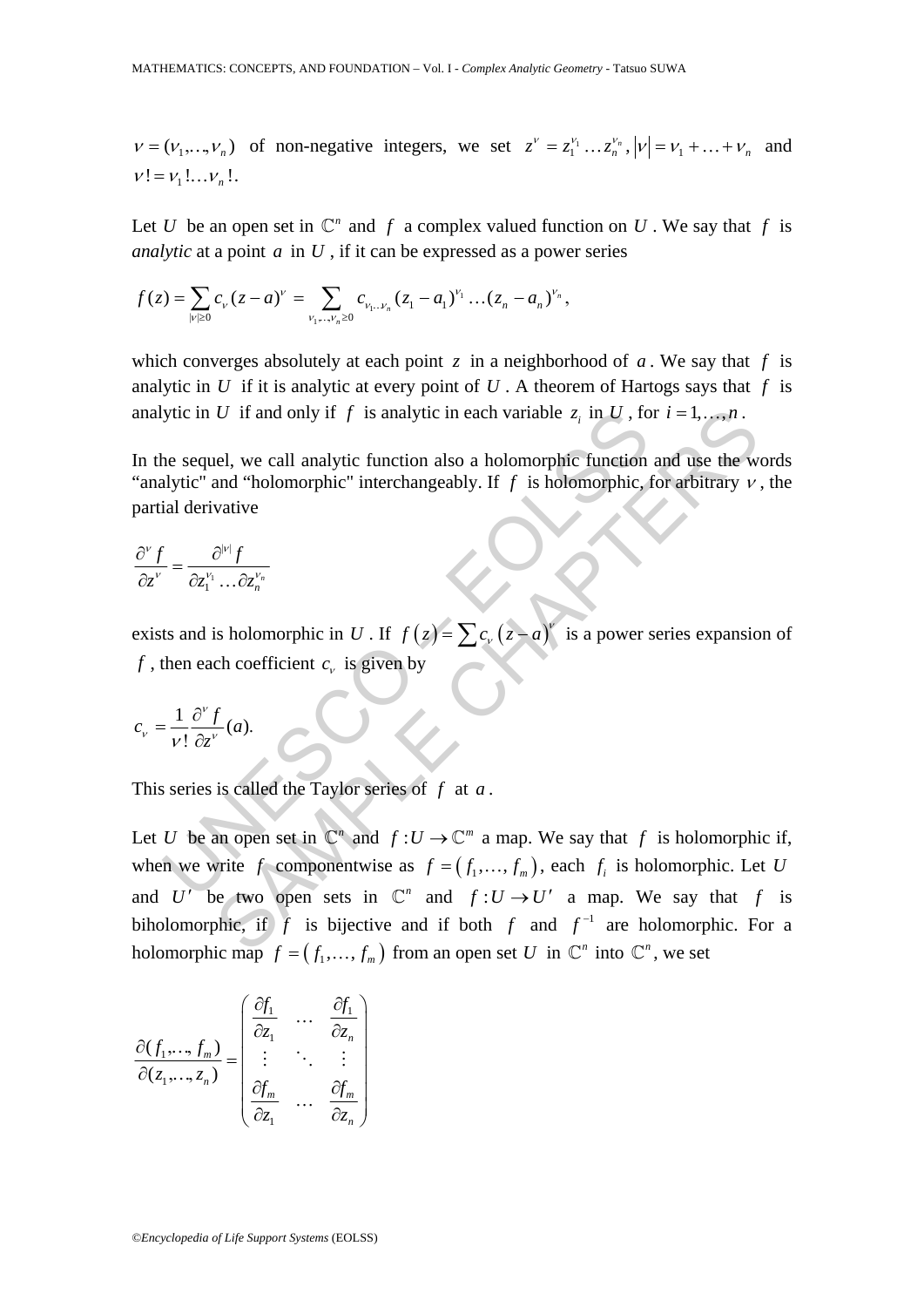$\nu = (\nu_1, \ldots, \nu_n)$ of non-negative integers, we set $z^\nu = z_1^{\nu_1} \ldots z_n^{\nu_n}$, $|\nu| = \nu_1 + \ldots + \nu_n$ and $\nu! = \nu_1! \ldots \nu_n!$.

Let $U$ be an open set in $\mathbb{C}^n$ and $f$ a complex valued function on $U$. We say that $f$ is *analytic* at a point $a$ in $U$, if it can be expressed as a power series

$$f(z) = \sum_{|\nu| \geq 0} c_\nu (z-a)^\nu = \sum_{\nu_1, \ldots, \nu_n \geq 0} c_{\nu_1 \ldots \nu_n} (z_1 - a_1)^{\nu_1} \ldots (z_n - a_n)^{\nu_n},$$

which converges absolutely at each point $z$ in a neighborhood of $a$. We say that $f$ is analytic in $U$ if it is analytic at every point of $U$. A theorem of Hartogs says that $f$ is analytic in $U$ if and only if $f$ is analytic in each variable $z_i$ in $U$, for $i = 1, \ldots, n$.

In the sequel, we call analytic function also a holomorphic function and use the words "analytic" and "holomorphic" interchangeably. If $f$ is holomorphic, for arbitrary $\nu$, the partial derivative

$$\frac{\partial^\nu f}{\partial z^\nu} = \frac{\partial^{|\nu|} f}{\partial z_1^{\nu_1} \ldots \partial z_n^{\nu_n}}$$

exists and is holomorphic in $U$. If $f(z) = \sum c_\nu (z-a)^\nu$ is a power series expansion of $f$, then each coefficient $c_\nu$ is given by

$$c_\nu = \frac{1}{\nu!} \frac{\partial^\nu f}{\partial z^\nu}(a).$$

This series is called the Taylor series of $f$ at $a$.

Let $U$ be an open set in $\mathbb{C}^n$ and $f : U \to \mathbb{C}^m$ a map. We say that $f$ is holomorphic if, when we write $f$ componentwise as $f = (f_1, \ldots, f_m)$, each $f_i$ is holomorphic. Let $U$ and $U'$ be two open sets in $\mathbb{C}^n$ and $f : U \to U'$ a map. We say that $f$ is biholomorphic, if $f$ is bijective and if both $f$ and $f^{-1}$ are holomorphic. For a holomorphic map $f = (f_1, \ldots, f_m)$ from an open set $U$ in $\mathbb{C}^n$ into $\mathbb{C}^n$, we set

$$\frac{\partial(f_1, \ldots, f_m)}{\partial(z_1, \ldots, z_n)} = \begin{pmatrix} \dfrac{\partial f_1}{\partial z_1} & \cdots & \dfrac{\partial f_1}{\partial z_n} \\ \vdots & \ddots & \vdots \\ \dfrac{\partial f_m}{\partial z_1} & \cdots & \dfrac{\partial f_m}{\partial z_n} \end{pmatrix}$$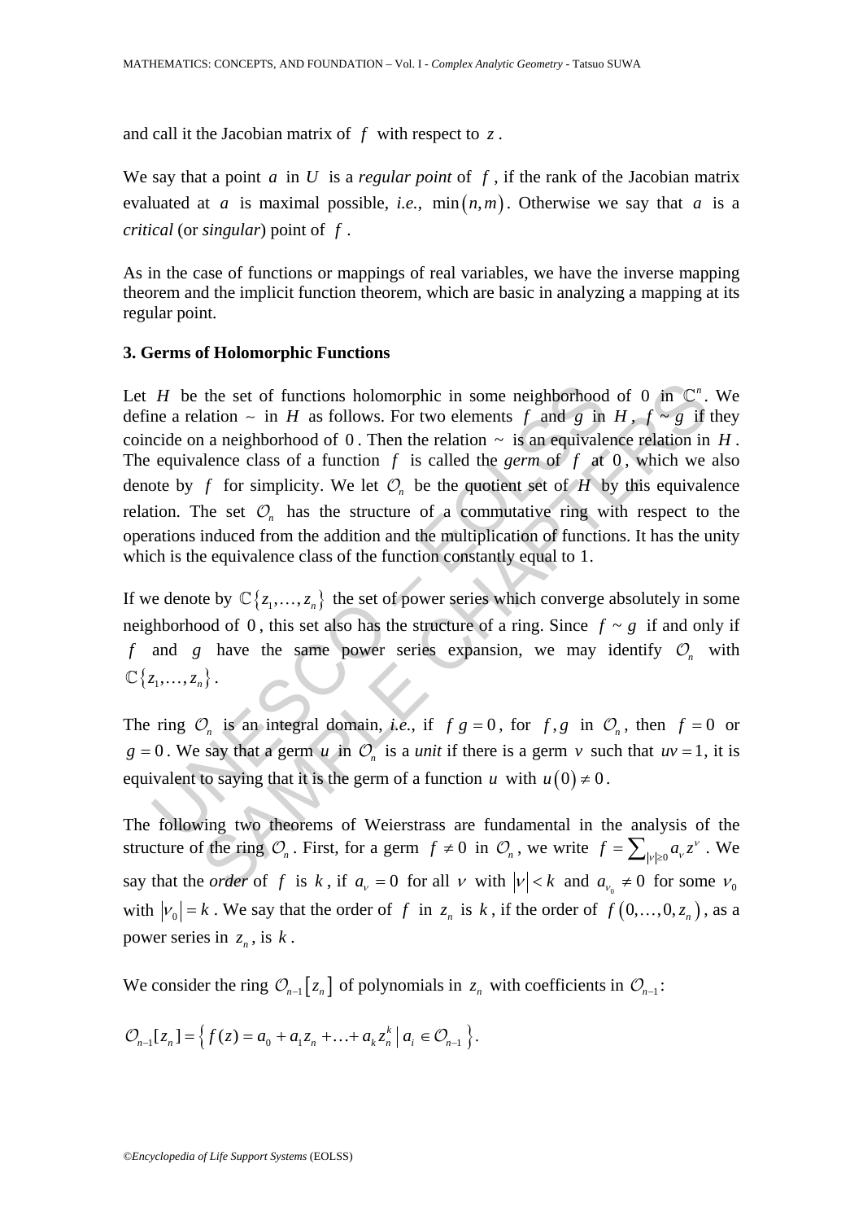and call it the Jacobian matrix of $f$ with respect to $z$.

We say that a point $a$ in $U$ is a *regular point* of $f$, if the rank of the Jacobian matrix evaluated at $a$ is maximal possible, *i.e.*, $\min(n,m)$. Otherwise we say that $a$ is a *critical* (or *singular*) point of $f$.

As in the case of functions or mappings of real variables, we have the inverse mapping theorem and the implicit function theorem, which are basic in analyzing a mapping at its regular point.

### 3. Germs of Holomorphic Functions

Let $H$ be the set of functions holomorphic in some neighborhood of 0 in $\mathbb{C}^n$. We define a relation $\sim$ in $H$ as follows. For two elements $f$ and $g$ in $H$, $f \sim g$ if they coincide on a neighborhood of 0. Then the relation $\sim$ is an equivalence relation in $H$. The equivalence class of a function $f$ is called the *germ* of $f$ at 0, which we also denote by $f$ for simplicity. We let $\mathcal{O}_n$ be the quotient set of $H$ by this equivalence relation. The set $\mathcal{O}_n$ has the structure of a commutative ring with respect to the operations induced from the addition and the multiplication of functions. It has the unity which is the equivalence class of the function constantly equal to 1.

If we denote by $\mathbb{C}\{z_1,\ldots,z_n\}$ the set of power series which converge absolutely in some neighborhood of 0, this set also has the structure of a ring. Since $f \sim g$ if and only if $f$ and $g$ have the same power series expansion, we may identify $\mathcal{O}_n$ with $\mathbb{C}\{z_1,\ldots,z_n\}$.

The ring $\mathcal{O}_n$ is an integral domain, *i.e.*, if $f\,g = 0$, for $f, g$ in $\mathcal{O}_n$, then $f = 0$ or $g = 0$. We say that a germ $u$ in $\mathcal{O}_n$ is a *unit* if there is a germ $v$ such that $uv = 1$, it is equivalent to saying that it is the germ of a function $u$ with $u(0) \neq 0$.

The following two theorems of Weierstrass are fundamental in the analysis of the structure of the ring $\mathcal{O}_n$. First, for a germ $f \neq 0$ in $\mathcal{O}_n$, we write $f = \sum_{|\nu|\geq 0} a_\nu z^\nu$. We say that the *order* of $f$ is $k$, if $a_\nu = 0$ for all $\nu$ with $|\nu| < k$ and $a_{\nu_0} \neq 0$ for some $\nu_0$ with $|\nu_0| = k$. We say that the order of $f$ in $z_n$ is $k$, if the order of $f(0,\ldots,0,z_n)$, as a power series in $z_n$, is $k$.

We consider the ring $\mathcal{O}_{n-1}[z_n]$ of polynomials in $z_n$ with coefficients in $\mathcal{O}_{n-1}$:

$$\mathcal{O}_{n-1}[z_n] = \left\{ f(z) = a_0 + a_1 z_n + \ldots + a_k z_n^k \,\middle|\, a_i \in \mathcal{O}_{n-1} \right\}.$$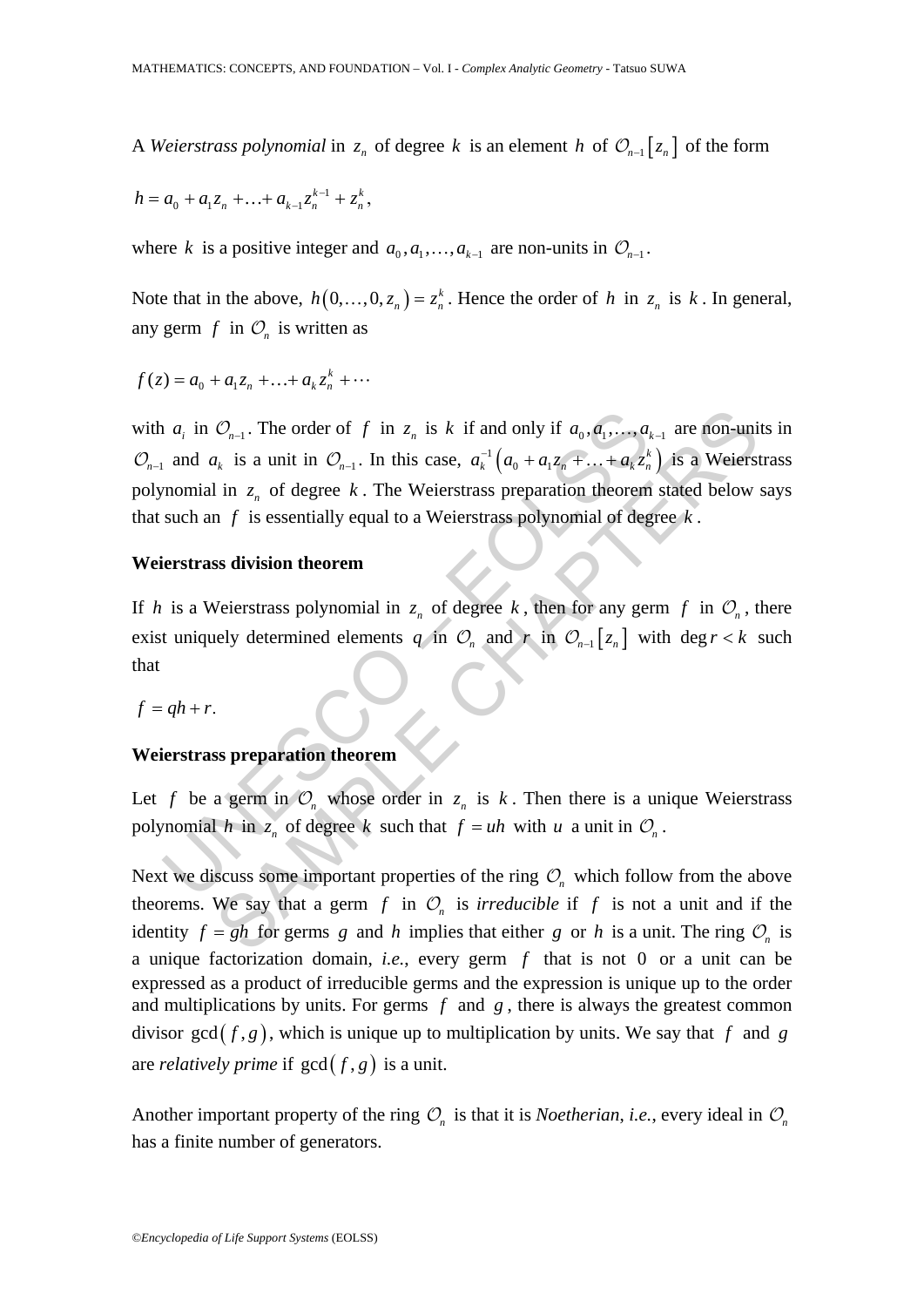A *Weierstrass polynomial* in $z_n$ of degree $k$ is an element $h$ of $\mathcal{O}_{n-1}[z_n]$ of the form

$$h = a_0 + a_1 z_n + \ldots + a_{k-1} z_n^{k-1} + z_n^k,$$

where $k$ is a positive integer and $a_0, a_1, \ldots, a_{k-1}$ are non-units in $\mathcal{O}_{n-1}$.

Note that in the above, $h(0,\ldots,0,z_n) = z_n^k$. Hence the order of $h$ in $z_n$ is $k$. In general, any germ $f$ in $\mathcal{O}_n$ is written as

$$f(z) = a_0 + a_1 z_n + \ldots + a_k z_n^k + \cdots$$

with $a_i$ in $\mathcal{O}_{n-1}$. The order of $f$ in $z_n$ is $k$ if and only if $a_0, a_1, \ldots, a_{k-1}$ are non-units in $\mathcal{O}_{n-1}$ and $a_k$ is a unit in $\mathcal{O}_{n-1}$. In this case, $a_k^{-1}(a_0 + a_1 z_n + \ldots + a_k z_n^k)$ is a Weierstrass polynomial in $z_n$ of degree $k$. The Weierstrass preparation theorem stated below says that such an $f$ is essentially equal to a Weierstrass polynomial of degree $k$.

**Weierstrass division theorem**

If $h$ is a Weierstrass polynomial in $z_n$ of degree $k$, then for any germ $f$ in $\mathcal{O}_n$, there exist uniquely determined elements $q$ in $\mathcal{O}_n$ and $r$ in $\mathcal{O}_{n-1}[z_n]$ with $\deg r < k$ such that

$$f = qh + r.$$

**Weierstrass preparation theorem**

Let $f$ be a germ in $\mathcal{O}_n$ whose order in $z_n$ is $k$. Then there is a unique Weierstrass polynomial $h$ in $z_n$ of degree $k$ such that $f = uh$ with $u$ a unit in $\mathcal{O}_n$.

Next we discuss some important properties of the ring $\mathcal{O}_n$ which follow from the above theorems. We say that a germ $f$ in $\mathcal{O}_n$ is *irreducible* if $f$ is not a unit and if the identity $f = gh$ for germs $g$ and $h$ implies that either $g$ or $h$ is a unit. The ring $\mathcal{O}_n$ is a unique factorization domain, *i.e.*, every germ $f$ that is not 0 or a unit can be expressed as a product of irreducible germs and the expression is unique up to the order and multiplications by units. For germs $f$ and $g$, there is always the greatest common divisor $\gcd(f,g)$, which is unique up to multiplication by units. We say that $f$ and $g$ are *relatively prime* if $\gcd(f,g)$ is a unit.

Another important property of the ring $\mathcal{O}_n$ is that it is *Noetherian*, *i.e.*, every ideal in $\mathcal{O}_n$ has a finite number of generators.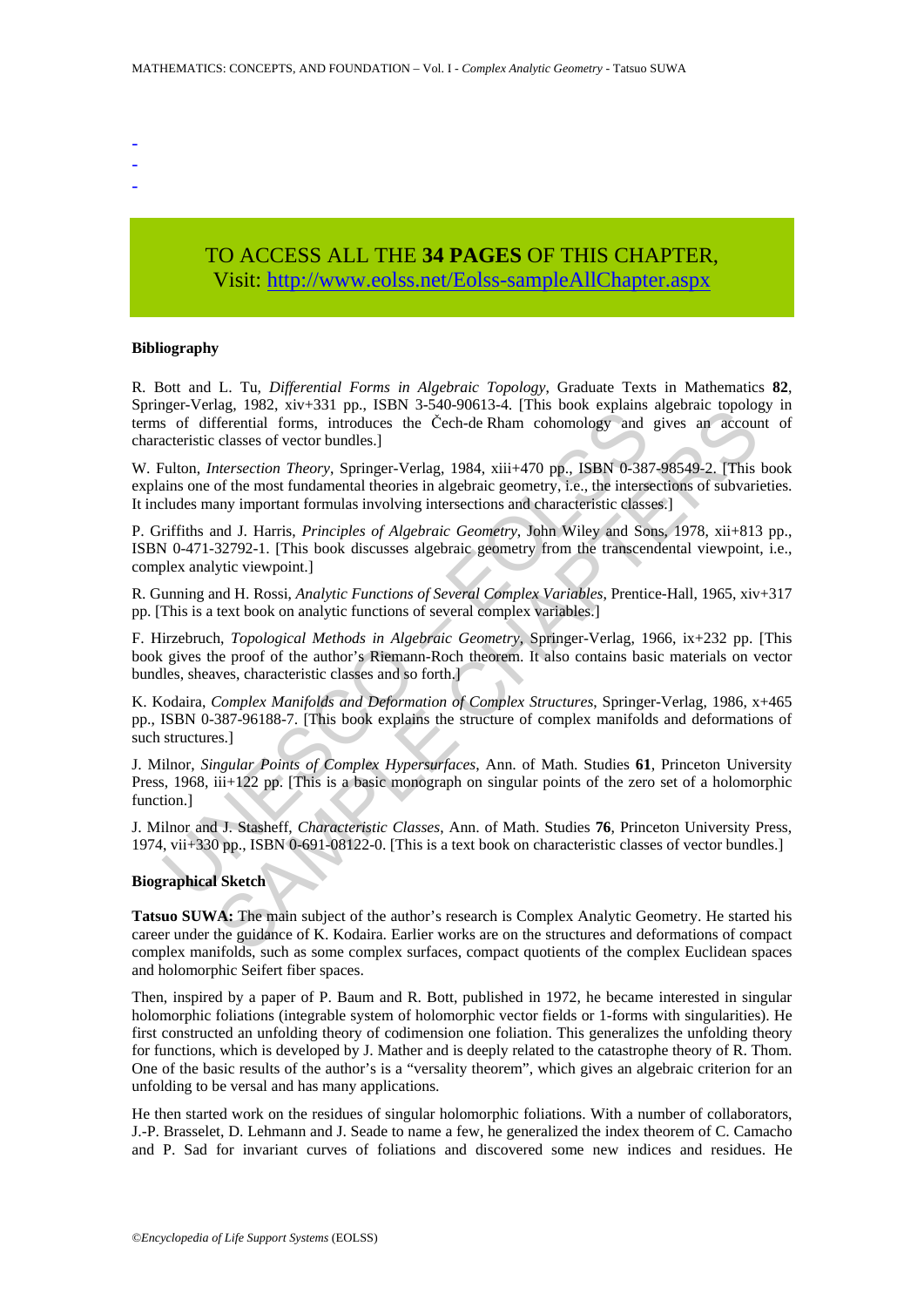-
-
-

TO ACCESS ALL THE **34 PAGES** OF THIS CHAPTER,
Visit: http://www.eolss.net/Eolss-sampleAllChapter.aspx

**Bibliography**

R. Bott and L. Tu, *Differential Forms in Algebraic Topology*, Graduate Texts in Mathematics **82**, Springer-Verlag, 1982, xiv+331 pp., ISBN 3-540-90613-4. [This book explains algebraic topology in terms of differential forms, introduces the Čech-de Rham cohomology and gives an account of characteristic classes of vector bundles.]

W. Fulton, *Intersection Theory*, Springer-Verlag, 1984, xiii+470 pp., ISBN 0-387-98549-2. [This book explains one of the most fundamental theories in algebraic geometry, i.e., the intersections of subvarieties. It includes many important formulas involving intersections and characteristic classes.]

P. Griffiths and J. Harris, *Principles of Algebraic Geometry*, John Wiley and Sons, 1978, xii+813 pp., ISBN 0-471-32792-1. [This book discusses algebraic geometry from the transcendental viewpoint, i.e., complex analytic viewpoint.]

R. Gunning and H. Rossi, *Analytic Functions of Several Complex Variables*, Prentice-Hall, 1965, xiv+317 pp. [This is a text book on analytic functions of several complex variables.]

F. Hirzebruch, *Topological Methods in Algebraic Geometry*, Springer-Verlag, 1966, ix+232 pp. [This book gives the proof of the author's Riemann-Roch theorem. It also contains basic materials on vector bundles, sheaves, characteristic classes and so forth.]

K. Kodaira, *Complex Manifolds and Deformation of Complex Structures*, Springer-Verlag, 1986, x+465 pp., ISBN 0-387-96188-7. [This book explains the structure of complex manifolds and deformations of such structures.]

J. Milnor, *Singular Points of Complex Hypersurfaces*, Ann. of Math. Studies **61**, Princeton University Press, 1968, iii+122 pp. [This is a basic monograph on singular points of the zero set of a holomorphic function.]

J. Milnor and J. Stasheff, *Characteristic Classes*, Ann. of Math. Studies **76**, Princeton University Press, 1974, vii+330 pp., ISBN 0-691-08122-0. [This is a text book on characteristic classes of vector bundles.]

**Biographical Sketch**

**Tatsuo SUWA:** The main subject of the author's research is Complex Analytic Geometry. He started his career under the guidance of K. Kodaira. Earlier works are on the structures and deformations of compact complex manifolds, such as some complex surfaces, compact quotients of the complex Euclidean spaces and holomorphic Seifert fiber spaces.

Then, inspired by a paper of P. Baum and R. Bott, published in 1972, he became interested in singular holomorphic foliations (integrable system of holomorphic vector fields or 1-forms with singularities). He first constructed an unfolding theory of codimension one foliation. This generalizes the unfolding theory for functions, which is developed by J. Mather and is deeply related to the catastrophe theory of R. Thom. One of the basic results of the author's is a "versality theorem", which gives an algebraic criterion for an unfolding to be versal and has many applications.

He then started work on the residues of singular holomorphic foliations. With a number of collaborators, J.-P. Brasselet, D. Lehmann and J. Seade to name a few, he generalized the index theorem of C. Camacho and P. Sad for invariant curves of foliations and discovered some new indices and residues. He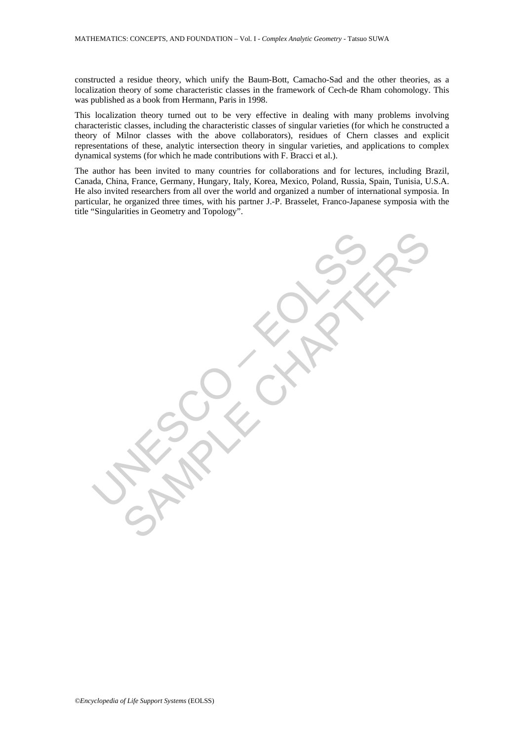constructed a residue theory, which unify the Baum-Bott, Camacho-Sad and the other theories, as a localization theory of some characteristic classes in the framework of Cech-de Rham cohomology. This was published as a book from Hermann, Paris in 1998.

This localization theory turned out to be very effective in dealing with many problems involving characteristic classes, including the characteristic classes of singular varieties (for which he constructed a theory of Milnor classes with the above collaborators), residues of Chern classes and explicit representations of these, analytic intersection theory in singular varieties, and applications to complex dynamical systems (for which he made contributions with F. Bracci et al.).

The author has been invited to many countries for collaborations and for lectures, including Brazil, Canada, China, France, Germany, Hungary, Italy, Korea, Mexico, Poland, Russia, Spain, Tunisia, U.S.A. He also invited researchers from all over the world and organized a number of international symposia. In particular, he organized three times, with his partner J.-P. Brasselet, Franco-Japanese symposia with the title "Singularities in Geometry and Topology".